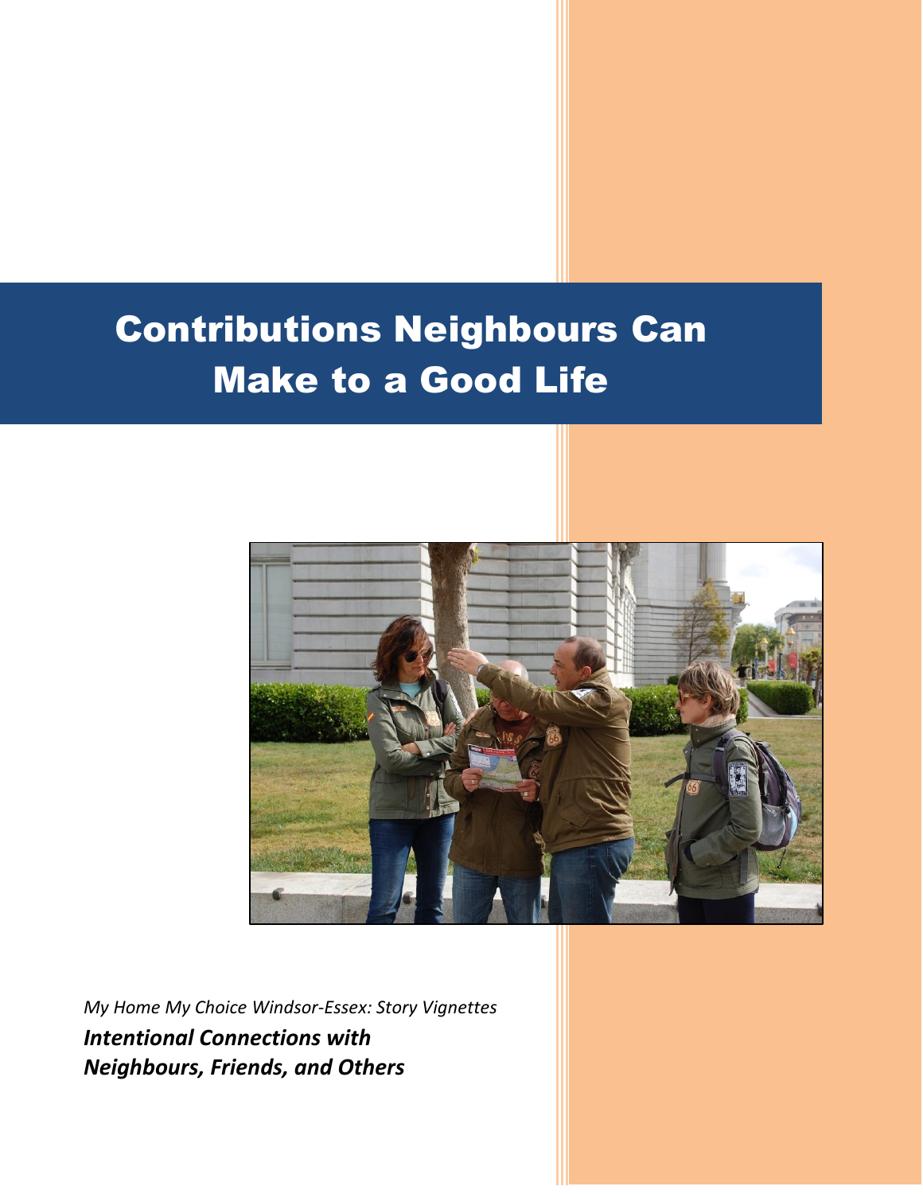# Contributions Neighbours Can Make to a Good Life

*My Home My Choice Windsor-Essex: Story Vignettes*

***Intentional Connections with Neighbours, Friends, and Others***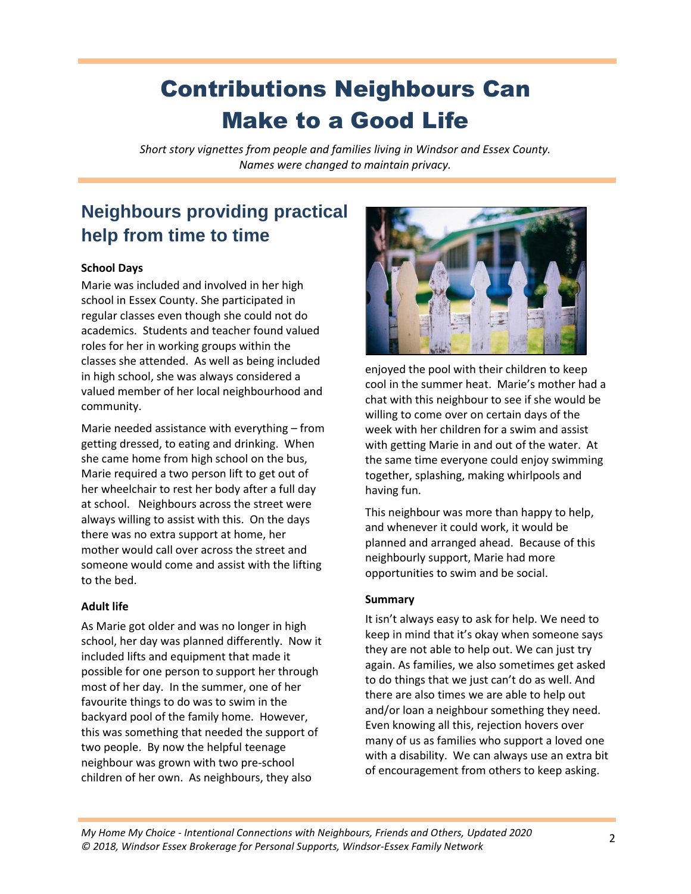# Contributions Neighbours Can Make to a Good Life

*Short story vignettes from people and families living in Windsor and Essex County. Names were changed to maintain privacy.*

## Neighbours providing practical help from time to time

**School Days**

Marie was included and involved in her high school in Essex County. She participated in regular classes even though she could not do academics. Students and teacher found valued roles for her in working groups within the classes she attended. As well as being included in high school, she was always considered a valued member of her local neighbourhood and community.

Marie needed assistance with everything – from getting dressed, to eating and drinking. When she came home from high school on the bus, Marie required a two person lift to get out of her wheelchair to rest her body after a full day at school. Neighbours across the street were always willing to assist with this. On the days there was no extra support at home, her mother would call over across the street and someone would come and assist with the lifting to the bed.

**Adult life**

As Marie got older and was no longer in high school, her day was planned differently. Now it included lifts and equipment that made it possible for one person to support her through most of her day. In the summer, one of her favourite things to do was to swim in the backyard pool of the family home. However, this was something that needed the support of two people. By now the helpful teenage neighbour was grown with two pre-school children of her own. As neighbours, they also enjoyed the pool with their children to keep cool in the summer heat. Marie's mother had a chat with this neighbour to see if she would be willing to come over on certain days of the week with her children for a swim and assist with getting Marie in and out of the water. At the same time everyone could enjoy swimming together, splashing, making whirlpools and having fun.

This neighbour was more than happy to help, and whenever it could work, it would be planned and arranged ahead. Because of this neighbourly support, Marie had more opportunities to swim and be social.

**Summary**

It isn't always easy to ask for help. We need to keep in mind that it's okay when someone says they are not able to help out. We can just try again. As families, we also sometimes get asked to do things that we just can't do as well. And there are also times we are able to help out and/or loan a neighbour something they need. Even knowing all this, rejection hovers over many of us as families who support a loved one with a disability. We can always use an extra bit of encouragement from others to keep asking.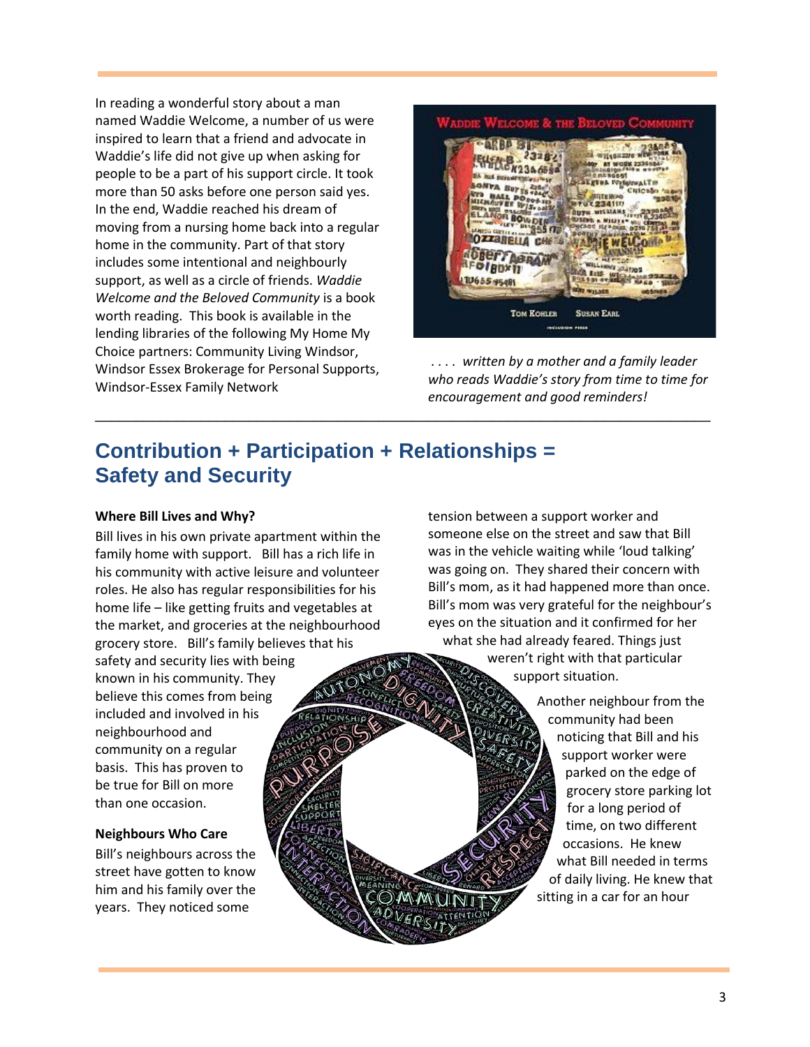In reading a wonderful story about a man named Waddie Welcome, a number of us were inspired to learn that a friend and advocate in Waddie's life did not give up when asking for people to be a part of his support circle. It took more than 50 asks before one person said yes. In the end, Waddie reached his dream of moving from a nursing home back into a regular home in the community. Part of that story includes some intentional and neighbourly support, as well as a circle of friends. *Waddie Welcome and the Beloved Community* is a book worth reading. This book is available in the lending libraries of the following My Home My Choice partners: Community Living Windsor, Windsor Essex Brokerage for Personal Supports, Windsor-Essex Family Network

*. . . . written by a mother and a family leader who reads Waddie's story from time to time for encouragement and good reminders!*

---

## Contribution + Participation + Relationships = Safety and Security

**Where Bill Lives and Why?**

Bill lives in his own private apartment within the family home with support. Bill has a rich life in his community with active leisure and volunteer roles. He also has regular responsibilities for his home life – like getting fruits and vegetables at the market, and groceries at the neighbourhood grocery store. Bill's family believes that his safety and security lies with being known in his community. They believe this comes from being included and involved in his neighbourhood and community on a regular basis. This has proven to be true for Bill on more than one occasion.

**Neighbours Who Care**

Bill's neighbours across the street have gotten to know him and his family over the years. They noticed some tension between a support worker and someone else on the street and saw that Bill was in the vehicle waiting while 'loud talking' was going on. They shared their concern with Bill's mom, as it had happened more than once. Bill's mom was very grateful for the neighbour's eyes on the situation and it confirmed for her what she had already feared. Things just weren't right with that particular support situation.

Another neighbour from the community had been noticing that Bill and his support worker were parked on the edge of grocery store parking lot for a long period of time, on two different occasions. He knew what Bill needed in terms of daily living. He knew that sitting in a car for an hour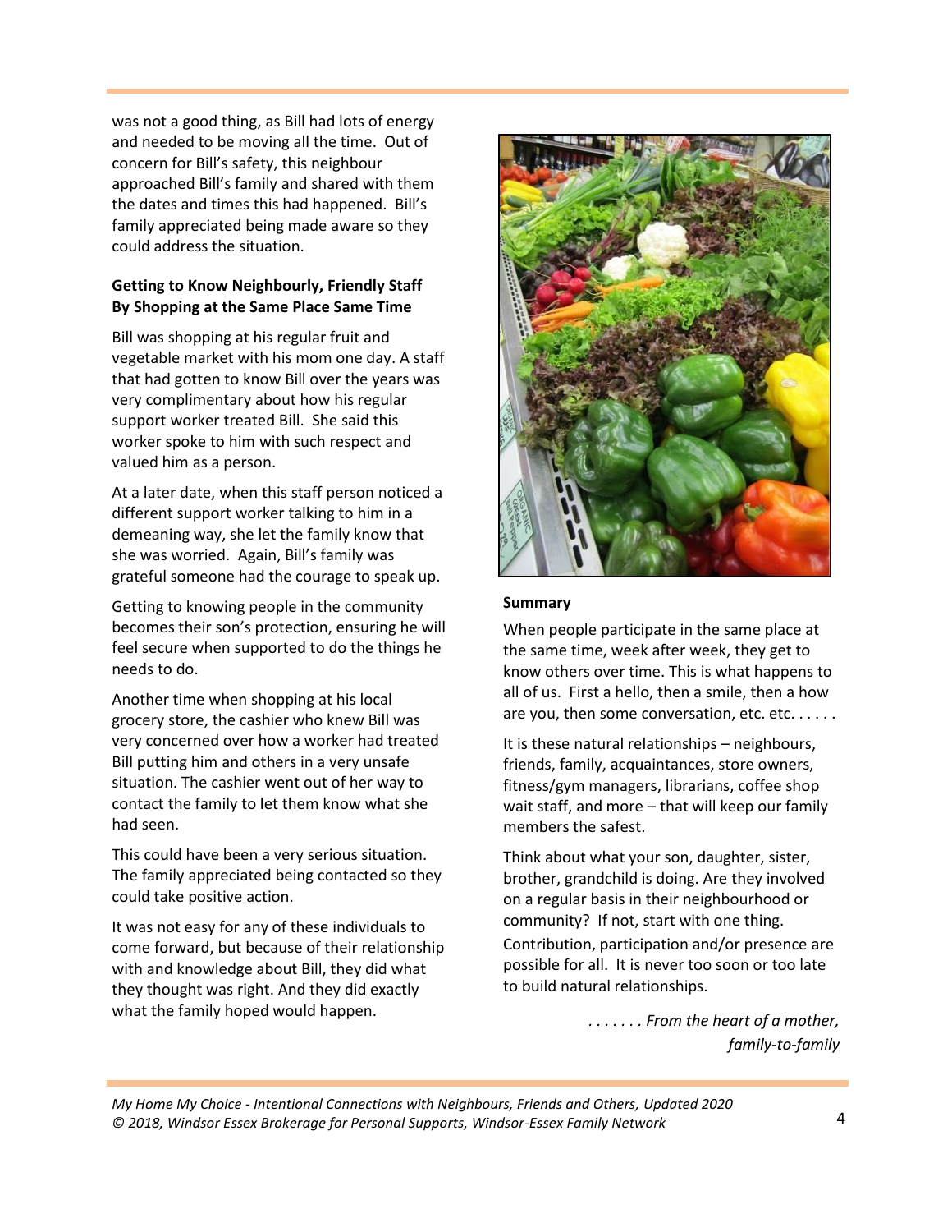was not a good thing, as Bill had lots of energy and needed to be moving all the time. Out of concern for Bill's safety, this neighbour approached Bill's family and shared with them the dates and times this had happened. Bill's family appreciated being made aware so they could address the situation.

**Getting to Know Neighbourly, Friendly Staff By Shopping at the Same Place Same Time**

Bill was shopping at his regular fruit and vegetable market with his mom one day. A staff that had gotten to know Bill over the years was very complimentary about how his regular support worker treated Bill. She said this worker spoke to him with such respect and valued him as a person.

At a later date, when this staff person noticed a different support worker talking to him in a demeaning way, she let the family know that she was worried. Again, Bill's family was grateful someone had the courage to speak up.

Getting to knowing people in the community becomes their son's protection, ensuring he will feel secure when supported to do the things he needs to do.

Another time when shopping at his local grocery store, the cashier who knew Bill was very concerned over how a worker had treated Bill putting him and others in a very unsafe situation. The cashier went out of her way to contact the family to let them know what she had seen.

This could have been a very serious situation. The family appreciated being contacted so they could take positive action.

It was not easy for any of these individuals to come forward, but because of their relationship with and knowledge about Bill, they did what they thought was right. And they did exactly what the family hoped would happen.

**Summary**

When people participate in the same place at the same time, week after week, they get to know others over time. This is what happens to all of us. First a hello, then a smile, then a how are you, then some conversation, etc. etc. . . . . .

It is these natural relationships – neighbours, friends, family, acquaintances, store owners, fitness/gym managers, librarians, coffee shop wait staff, and more – that will keep our family members the safest.

Think about what your son, daughter, sister, brother, grandchild is doing. Are they involved on a regular basis in their neighbourhood or community? If not, start with one thing. Contribution, participation and/or presence are possible for all. It is never too soon or too late to build natural relationships.

*. . . . . . . From the heart of a mother, family-to-family*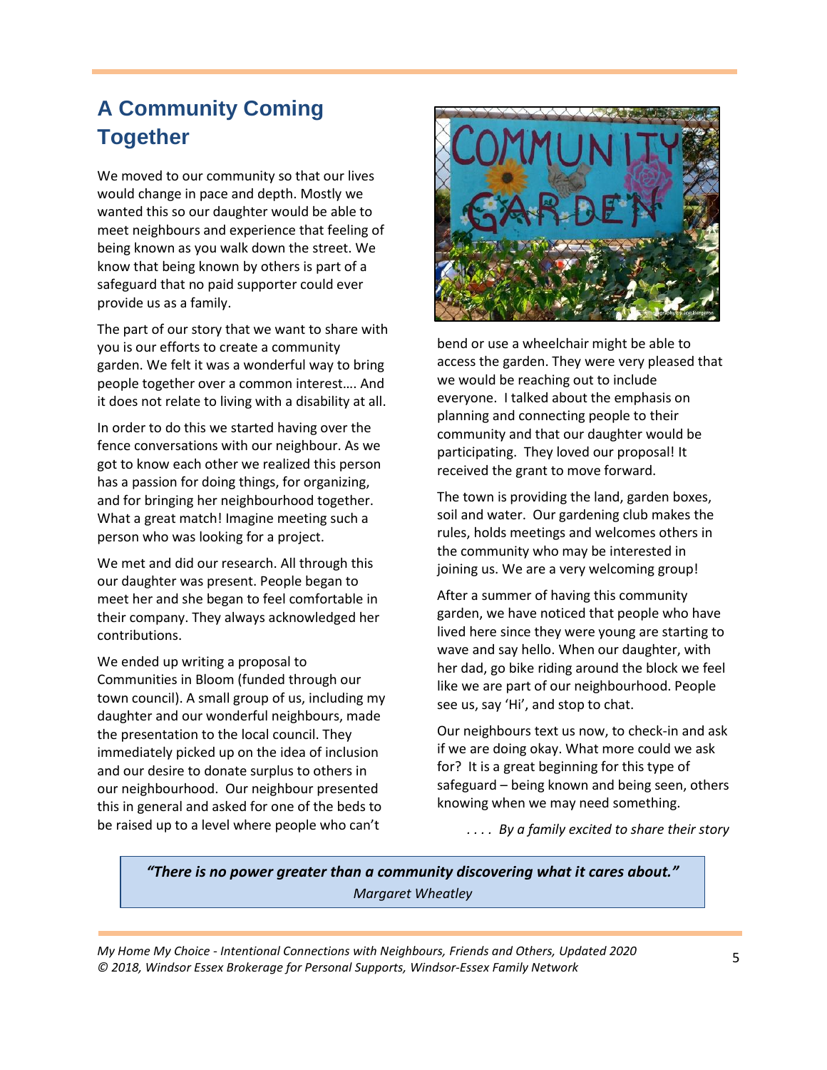## A Community Coming Together

We moved to our community so that our lives would change in pace and depth. Mostly we wanted this so our daughter would be able to meet neighbours and experience that feeling of being known as you walk down the street. We know that being known by others is part of a safeguard that no paid supporter could ever provide us as a family.

The part of our story that we want to share with you is our efforts to create a community garden. We felt it was a wonderful way to bring people together over a common interest…. And it does not relate to living with a disability at all.

In order to do this we started having over the fence conversations with our neighbour. As we got to know each other we realized this person has a passion for doing things, for organizing, and for bringing her neighbourhood together. What a great match! Imagine meeting such a person who was looking for a project.

We met and did our research. All through this our daughter was present. People began to meet her and she began to feel comfortable in their company. They always acknowledged her contributions.

We ended up writing a proposal to Communities in Bloom (funded through our town council). A small group of us, including my daughter and our wonderful neighbours, made the presentation to the local council. They immediately picked up on the idea of inclusion and our desire to donate surplus to others in our neighbourhood. Our neighbour presented this in general and asked for one of the beds to be raised up to a level where people who can't bend or use a wheelchair might be able to access the garden. They were very pleased that we would be reaching out to include everyone. I talked about the emphasis on planning and connecting people to their community and that our daughter would be participating. They loved our proposal! It received the grant to move forward.

The town is providing the land, garden boxes, soil and water. Our gardening club makes the rules, holds meetings and welcomes others in the community who may be interested in joining us. We are a very welcoming group!

After a summer of having this community garden, we have noticed that people who have lived here since they were young are starting to wave and say hello. When our daughter, with her dad, go bike riding around the block we feel like we are part of our neighbourhood. People see us, say 'Hi', and stop to chat.

Our neighbours text us now, to check-in and ask if we are doing okay. What more could we ask for? It is a great beginning for this type of safeguard – being known and being seen, others knowing when we may need something.

*. . . . By a family excited to share their story*

> ***"There is no power greater than a community discovering what it cares about."***
> *Margaret Wheatley*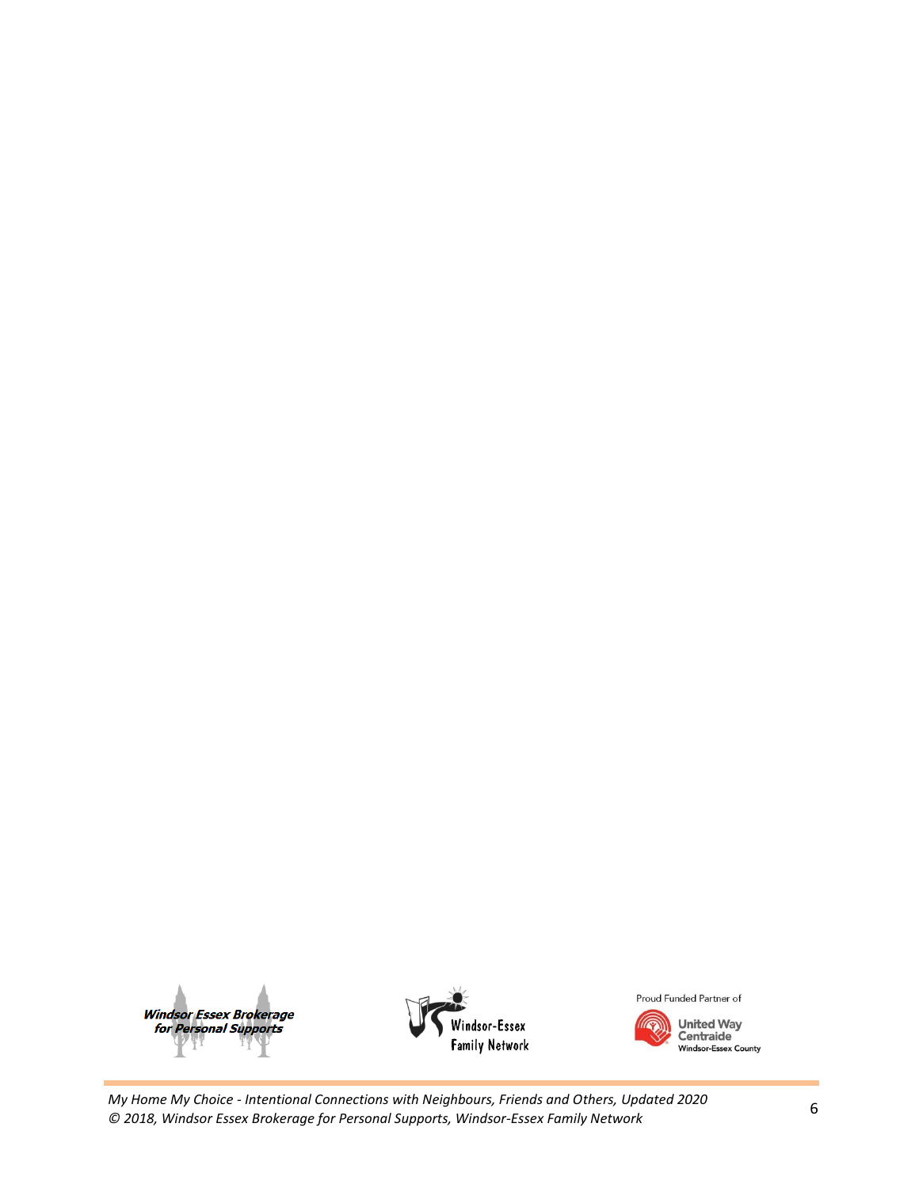Windsor Essex Brokerage for Personal Supports

Windsor-Essex Family Network

Proud Funded Partner of

United Way Centraide Windsor-Essex County